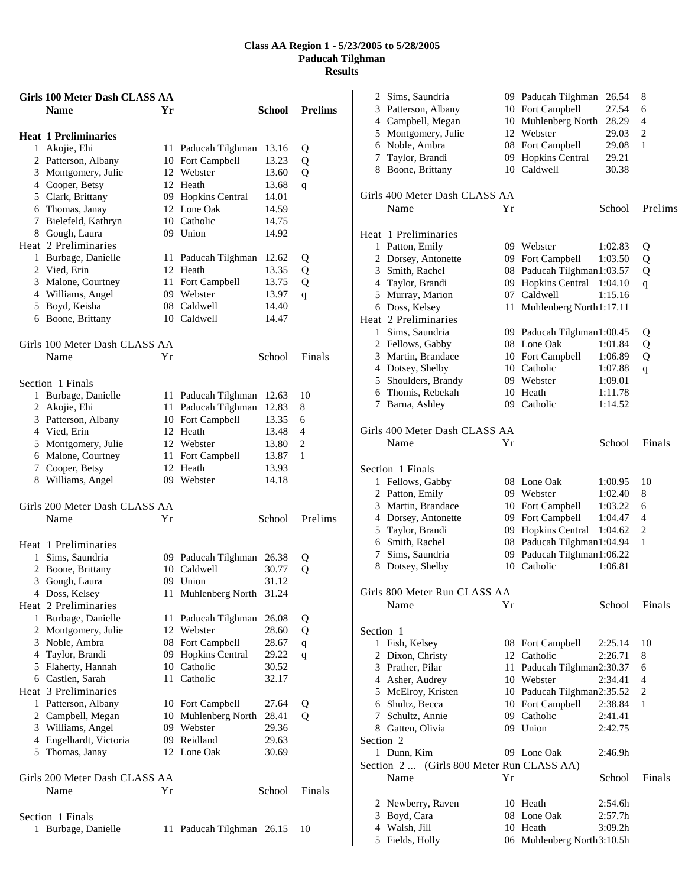# Class AA Region 1 - 5/23/2005 to 5/28/2005
## Paducah Tilghman
## Results

### Girls 100 Meter Dash CLASS AA

| | Name | Yr | School | Prelims | |
|---|---|---|---|---|---|
| **Heat 1 Preliminaries** | | | | | |
| 1 | Akojie, Ehi | 11 | Paducah Tilghman | 13.16 | Q |
| 2 | Patterson, Albany | 10 | Fort Campbell | 13.23 | Q |
| 3 | Montgomery, Julie | 12 | Webster | 13.60 | Q |
| 4 | Cooper, Betsy | 12 | Heath | 13.68 | q |
| 5 | Clark, Brittany | 09 | Hopkins Central | 14.01 | |
| 6 | Thomas, Janay | 12 | Lone Oak | 14.59 | |
| 7 | Bielefeld, Kathryn | 10 | Catholic | 14.75 | |
| 8 | Gough, Laura | 09 | Union | 14.92 | |
| **Heat 2 Preliminaries** | | | | | |
| 1 | Burbage, Danielle | 11 | Paducah Tilghman | 12.62 | Q |
| 2 | Vied, Erin | 12 | Heath | 13.35 | Q |
| 3 | Malone, Courtney | 11 | Fort Campbell | 13.75 | Q |
| 4 | Williams, Angel | 09 | Webster | 13.97 | q |
| 5 | Boyd, Keisha | 08 | Caldwell | 14.40 | |
| 6 | Boone, Brittany | 10 | Caldwell | 14.47 | |

### Girls 100 Meter Dash CLASS AA

| | Name | Yr | School | Finals | |
|---|---|---|---|---|---|
| **Section 1 Finals** | | | | | |
| 1 | Burbage, Danielle | 11 | Paducah Tilghman | 12.63 | 10 |
| 2 | Akojie, Ehi | 11 | Paducah Tilghman | 12.83 | 8 |
| 3 | Patterson, Albany | 10 | Fort Campbell | 13.35 | 6 |
| 4 | Vied, Erin | 12 | Heath | 13.48 | 4 |
| 5 | Montgomery, Julie | 12 | Webster | 13.80 | 2 |
| 6 | Malone, Courtney | 11 | Fort Campbell | 13.87 | 1 |
| 7 | Cooper, Betsy | 12 | Heath | 13.93 | |
| 8 | Williams, Angel | 09 | Webster | 14.18 | |

### Girls 200 Meter Dash CLASS AA

| | Name | Yr | School | Prelims | |
|---|---|---|---|---|---|
| **Heat 1 Preliminaries** | | | | | |
| 1 | Sims, Saundria | 09 | Paducah Tilghman | 26.38 | Q |
| 2 | Boone, Brittany | 10 | Caldwell | 30.77 | Q |
| 3 | Gough, Laura | 09 | Union | 31.12 | |
| 4 | Doss, Kelsey | 11 | Muhlenberg North | 31.24 | |
| **Heat 2 Preliminaries** | | | | | |
| 1 | Burbage, Danielle | 11 | Paducah Tilghman | 26.08 | Q |
| 2 | Montgomery, Julie | 12 | Webster | 28.60 | Q |
| 3 | Noble, Ambra | 08 | Fort Campbell | 28.67 | q |
| 4 | Taylor, Brandi | 09 | Hopkins Central | 29.22 | q |
| 5 | Flaherty, Hannah | 10 | Catholic | 30.52 | |
| 6 | Castlen, Sarah | 11 | Catholic | 32.17 | |
| **Heat 3 Preliminaries** | | | | | |
| 1 | Patterson, Albany | 10 | Fort Campbell | 27.64 | Q |
| 2 | Campbell, Megan | 10 | Muhlenberg North | 28.41 | Q |
| 3 | Williams, Angel | 09 | Webster | 29.36 | |
| 4 | Engelhardt, Victoria | 09 | Reidland | 29.63 | |
| 5 | Thomas, Janay | 12 | Lone Oak | 30.69 | |

### Girls 200 Meter Dash CLASS AA

| | Name | Yr | School | Finals | |
|---|---|---|---|---|---|
| **Section 1 Finals** | | | | | |
| 1 | Burbage, Danielle | 11 | Paducah Tilghman | 26.15 | 10 |
| 2 | Sims, Saundria | 09 | Paducah Tilghman | 26.54 | 8 |
| 3 | Patterson, Albany | 10 | Fort Campbell | 27.54 | 6 |
| 4 | Campbell, Megan | 10 | Muhlenberg North | 28.29 | 4 |
| 5 | Montgomery, Julie | 12 | Webster | 29.03 | 2 |
| 6 | Noble, Ambra | 08 | Fort Campbell | 29.08 | 1 |
| 7 | Taylor, Brandi | 09 | Hopkins Central | 29.21 | |
| 8 | Boone, Brittany | 10 | Caldwell | 30.38 | |

### Girls 400 Meter Dash CLASS AA

| | Name | Yr | School | Prelims | |
|---|---|---|---|---|---|
| **Heat 1 Preliminaries** | | | | | |
| 1 | Patton, Emily | 09 | Webster | 1:02.83 | Q |
| 2 | Dorsey, Antonette | 09 | Fort Campbell | 1:03.50 | Q |
| 3 | Smith, Rachel | 08 | Paducah Tilghman | 1:03.57 | Q |
| 4 | Taylor, Brandi | 09 | Hopkins Central | 1:04.10 | q |
| 5 | Murray, Marion | 07 | Caldwell | 1:15.16 | |
| 6 | Doss, Kelsey | 11 | Muhlenberg North | 1:17.11 | |
| **Heat 2 Preliminaries** | | | | | |
| 1 | Sims, Saundria | 09 | Paducah Tilghman | 1:00.45 | Q |
| 2 | Fellows, Gabby | 08 | Lone Oak | 1:01.84 | Q |
| 3 | Martin, Brandace | 10 | Fort Campbell | 1:06.89 | Q |
| 4 | Dotsey, Shelby | 10 | Catholic | 1:07.88 | q |
| 5 | Shoulders, Brandy | 09 | Webster | 1:09.01 | |
| 6 | Thomis, Rebekah | 10 | Heath | 1:11.78 | |
| 7 | Barna, Ashley | 09 | Catholic | 1:14.52 | |

### Girls 400 Meter Dash CLASS AA

| | Name | Yr | School | Finals | |
|---|---|---|---|---|---|
| **Section 1 Finals** | | | | | |
| 1 | Fellows, Gabby | 08 | Lone Oak | 1:00.95 | 10 |
| 2 | Patton, Emily | 09 | Webster | 1:02.40 | 8 |
| 3 | Martin, Brandace | 10 | Fort Campbell | 1:03.22 | 6 |
| 4 | Dorsey, Antonette | 09 | Fort Campbell | 1:04.47 | 4 |
| 5 | Taylor, Brandi | 09 | Hopkins Central | 1:04.62 | 2 |
| 6 | Smith, Rachel | 08 | Paducah Tilghman | 1:04.94 | 1 |
| 7 | Sims, Saundria | 09 | Paducah Tilghman | 1:06.22 | |
| 8 | Dotsey, Shelby | 10 | Catholic | 1:06.81 | |

### Girls 800 Meter Run CLASS AA

| | Name | Yr | School | Finals | |
|---|---|---|---|---|---|
| **Section 1** | | | | | |
| 1 | Fish, Kelsey | 08 | Fort Campbell | 2:25.14 | 10 |
| 2 | Dixon, Christy | 12 | Catholic | 2:26.71 | 8 |
| 3 | Prather, Pilar | 11 | Paducah Tilghman | 2:30.37 | 6 |
| 4 | Asher, Audrey | 10 | Webster | 2:34.41 | 4 |
| 5 | McElroy, Kristen | 10 | Paducah Tilghman | 2:35.52 | 2 |
| 6 | Shultz, Becca | 10 | Fort Campbell | 2:38.84 | 1 |
| 7 | Schultz, Annie | 09 | Catholic | 2:41.41 | |
| 8 | Gatten, Olivia | 09 | Union | 2:42.75 | |
| **Section 2** | | | | | |
| 1 | Dunn, Kim | 09 | Lone Oak | 2:46.9h | |
| 2 | Newberry, Raven | 10 | Heath | 2:54.6h | |
| 3 | Boyd, Cara | 08 | Lone Oak | 2:57.7h | |
| 4 | Walsh, Jill | 10 | Heath | 3:09.2h | |
| 5 | Fields, Holly | 06 | Muhlenberg North | 3:10.5h | |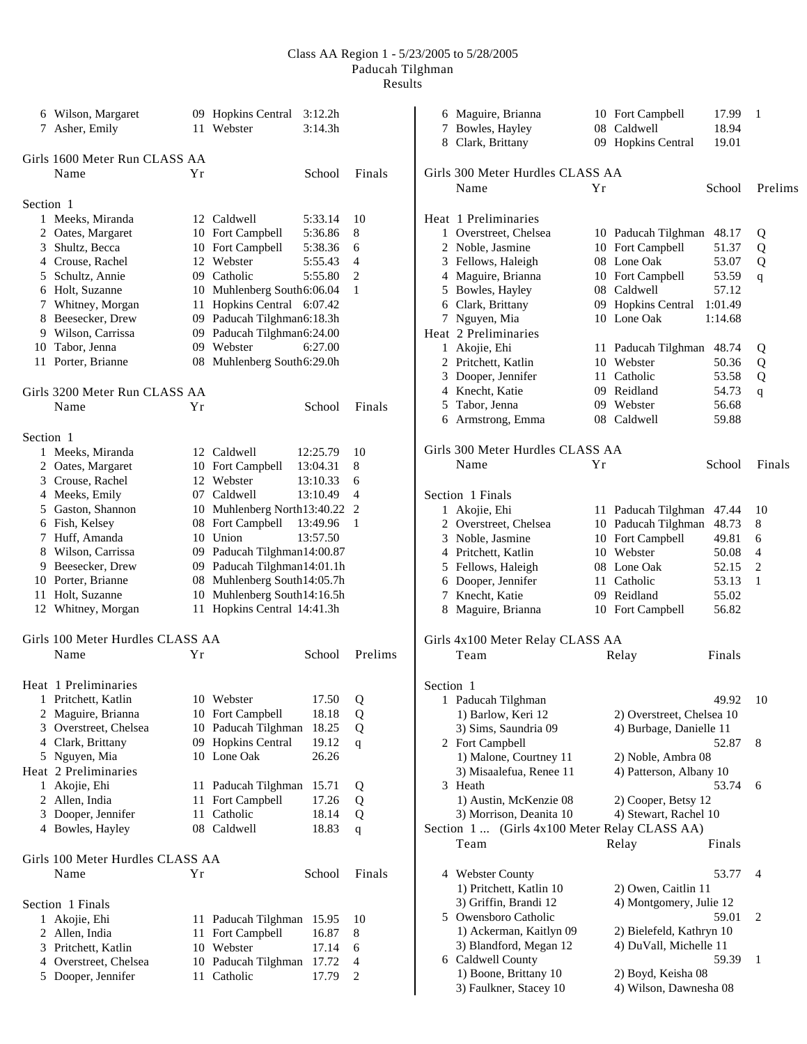# Class AA Region 1 - 5/23/2005 to 5/28/2005
## Paducah Tilghman
### Results

| | Name | Yr | School | Finals | |
|---|---|---|---|---|---|
| 6 | Wilson, Margaret | 09 | Hopkins Central | 3:12.2h | |
| 7 | Asher, Emily | 11 | Webster | 3:14.3h | |

### Girls 1600 Meter Run CLASS AA

Section 1

| | Name | Yr | School | Finals | |
|---|---|---|---|---|---|
| 1 | Meeks, Miranda | 12 | Caldwell | 5:33.14 | 10 |
| 2 | Oates, Margaret | 10 | Fort Campbell | 5:36.86 | 8 |
| 3 | Shultz, Becca | 10 | Fort Campbell | 5:38.36 | 6 |
| 4 | Crouse, Rachel | 12 | Webster | 5:55.43 | 4 |
| 5 | Schultz, Annie | 09 | Catholic | 5:55.80 | 2 |
| 6 | Holt, Suzanne | 10 | Muhlenberg South | 6:06.04 | 1 |
| 7 | Whitney, Morgan | 11 | Hopkins Central | 6:07.42 | |
| 8 | Beesecker, Drew | 09 | Paducah Tilghman | 6:18.3h | |
| 9 | Wilson, Carrissa | 09 | Paducah Tilghman | 6:24.00 | |
| 10 | Tabor, Jenna | 09 | Webster | 6:27.00 | |
| 11 | Porter, Brianne | 08 | Muhlenberg South | 6:29.0h | |

### Girls 3200 Meter Run CLASS AA

Section 1

| | Name | Yr | School | Finals | |
|---|---|---|---|---|---|
| 1 | Meeks, Miranda | 12 | Caldwell | 12:25.79 | 10 |
| 2 | Oates, Margaret | 10 | Fort Campbell | 13:04.31 | 8 |
| 3 | Crouse, Rachel | 12 | Webster | 13:10.33 | 6 |
| 4 | Meeks, Emily | 07 | Caldwell | 13:10.49 | 4 |
| 5 | Gaston, Shannon | 10 | Muhlenberg North | 13:40.22 | 2 |
| 6 | Fish, Kelsey | 08 | Fort Campbell | 13:49.96 | 1 |
| 7 | Huff, Amanda | 10 | Union | 13:57.50 | |
| 8 | Wilson, Carrissa | 09 | Paducah Tilghman | 14:00.87 | |
| 9 | Beesecker, Drew | 09 | Paducah Tilghman | 14:01.1h | |
| 10 | Porter, Brianne | 08 | Muhlenberg South | 14:05.7h | |
| 11 | Holt, Suzanne | 10 | Muhlenberg South | 14:16.5h | |
| 12 | Whitney, Morgan | 11 | Hopkins Central | 14:41.3h | |

### Girls 100 Meter Hurdles CLASS AA

| | Name | Yr | School | Prelims | |
|---|---|---|---|---|---|
| | **Heat 1 Preliminaries** | | | | |
| 1 | Pritchett, Katlin | 10 | Webster | 17.50 | Q |
| 2 | Maguire, Brianna | 10 | Fort Campbell | 18.18 | Q |
| 3 | Overstreet, Chelsea | 10 | Paducah Tilghman | 18.25 | Q |
| 4 | Clark, Brittany | 09 | Hopkins Central | 19.12 | q |
| 5 | Nguyen, Mia | 10 | Lone Oak | 26.26 | |
| | **Heat 2 Preliminaries** | | | | |
| 1 | Akojie, Ehi | 11 | Paducah Tilghman | 15.71 | Q |
| 2 | Allen, India | 11 | Fort Campbell | 17.26 | Q |
| 3 | Dooper, Jennifer | 11 | Catholic | 18.14 | Q |
| 4 | Bowles, Hayley | 08 | Caldwell | 18.83 | q |

### Girls 100 Meter Hurdles CLASS AA

Section 1 Finals

| | Name | Yr | School | Finals | |
|---|---|---|---|---|---|
| 1 | Akojie, Ehi | 11 | Paducah Tilghman | 15.95 | 10 |
| 2 | Allen, India | 11 | Fort Campbell | 16.87 | 8 |
| 3 | Pritchett, Katlin | 10 | Webster | 17.14 | 6 |
| 4 | Overstreet, Chelsea | 10 | Paducah Tilghman | 17.72 | 4 |
| 5 | Dooper, Jennifer | 11 | Catholic | 17.79 | 2 |
| 6 | Maguire, Brianna | 10 | Fort Campbell | 17.99 | 1 |
| 7 | Bowles, Hayley | 08 | Caldwell | 18.94 | |
| 8 | Clark, Brittany | 09 | Hopkins Central | 19.01 | |

### Girls 300 Meter Hurdles CLASS AA

| | Name | Yr | School | Prelims | |
|---|---|---|---|---|---|
| | **Heat 1 Preliminaries** | | | | |
| 1 | Overstreet, Chelsea | 10 | Paducah Tilghman | 48.17 | Q |
| 2 | Noble, Jasmine | 10 | Fort Campbell | 51.37 | Q |
| 3 | Fellows, Haleigh | 08 | Lone Oak | 53.07 | Q |
| 4 | Maguire, Brianna | 10 | Fort Campbell | 53.59 | q |
| 5 | Bowles, Hayley | 08 | Caldwell | 57.12 | |
| 6 | Clark, Brittany | 09 | Hopkins Central | 1:01.49 | |
| 7 | Nguyen, Mia | 10 | Lone Oak | 1:14.68 | |
| | **Heat 2 Preliminaries** | | | | |
| 1 | Akojie, Ehi | 11 | Paducah Tilghman | 48.74 | Q |
| 2 | Pritchett, Katlin | 10 | Webster | 50.36 | Q |
| 3 | Dooper, Jennifer | 11 | Catholic | 53.58 | Q |
| 4 | Knecht, Katie | 09 | Reidland | 54.73 | q |
| 5 | Tabor, Jenna | 09 | Webster | 56.68 | |
| 6 | Armstrong, Emma | 08 | Caldwell | 59.88 | |

### Girls 300 Meter Hurdles CLASS AA

Section 1 Finals

| | Name | Yr | School | Finals | |
|---|---|---|---|---|---|
| 1 | Akojie, Ehi | 11 | Paducah Tilghman | 47.44 | 10 |
| 2 | Overstreet, Chelsea | 10 | Paducah Tilghman | 48.73 | 8 |
| 3 | Noble, Jasmine | 10 | Fort Campbell | 49.81 | 6 |
| 4 | Pritchett, Katlin | 10 | Webster | 50.08 | 4 |
| 5 | Fellows, Haleigh | 08 | Lone Oak | 52.15 | 2 |
| 6 | Dooper, Jennifer | 11 | Catholic | 53.13 | 1 |
| 7 | Knecht, Katie | 09 | Reidland | 55.02 | |
| 8 | Maguire, Brianna | 10 | Fort Campbell | 56.82 | |

### Girls 4x100 Meter Relay CLASS AA

Section 1

| | Team | Relay | Finals | |
|---|---|---|---|---|
| 1 | Paducah Tilghman | | 49.92 | 10 |
| | 1) Barlow, Keri 12 | 2) Overstreet, Chelsea 10 | | |
| | 3) Sims, Saundria 09 | 4) Burbage, Danielle 11 | | |
| 2 | Fort Campbell | | 52.87 | 8 |
| | 1) Malone, Courtney 11 | 2) Noble, Ambra 08 | | |
| | 3) Misaalefua, Renee 11 | 4) Patterson, Albany 10 | | |
| 3 | Heath | | 53.74 | 6 |
| | 1) Austin, McKenzie 08 | 2) Cooper, Betsy 12 | | |
| | 3) Morrison, Deanita 10 | 4) Stewart, Rachel 10 | | |
| 4 | Webster County | | 53.77 | 4 |
| | 1) Pritchett, Katlin 10 | 2) Owen, Caitlin 11 | | |
| | 3) Griffin, Brandi 12 | 4) Montgomery, Julie 12 | | |
| 5 | Owensboro Catholic | | 59.01 | 2 |
| | 1) Ackerman, Kaitlyn 09 | 2) Bielefeld, Kathryn 10 | | |
| | 3) Blandford, Megan 12 | 4) DuVall, Michelle 11 | | |
| 6 | Caldwell County | | 59.39 | 1 |
| | 1) Boone, Brittany 10 | 2) Boyd, Keisha 08 | | |
| | 3) Faulkner, Stacey 10 | 4) Wilson, Dawnesha 08 | | |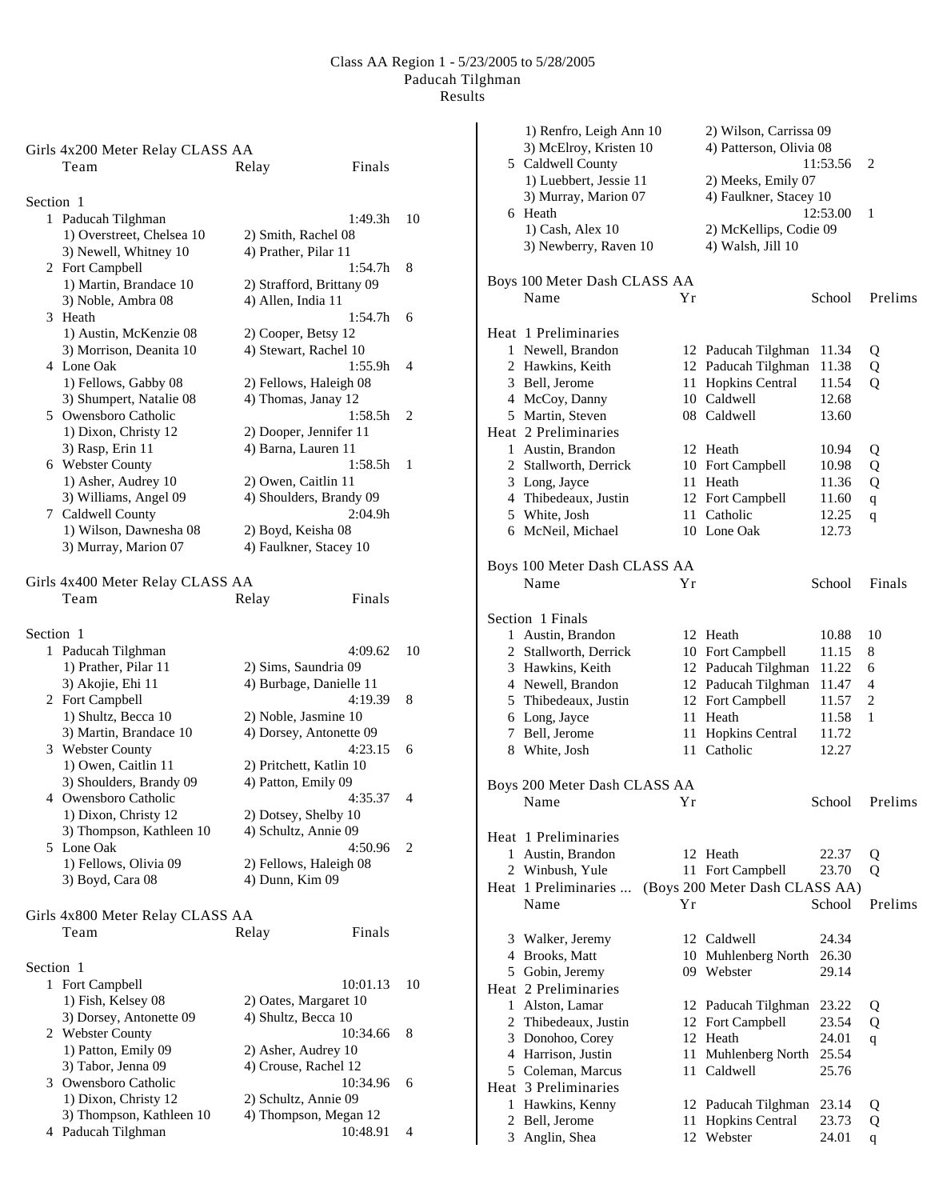Class AA Region 1 - 5/23/2005 to 5/28/2005
Paducah Tilghman
Results

## Girls 4x200 Meter Relay CLASS AA

| | Team | Relay | Finals | |
|---|---|---|---|---|
| **Section 1** | | | | |
| 1 | Paducah Tilghman | | 1:49.3h | 10 |
| | 1) Overstreet, Chelsea 10 | 2) Smith, Rachel 08 | | |
| | 3) Newell, Whitney 10 | 4) Prather, Pilar 11 | | |
| 2 | Fort Campbell | | 1:54.7h | 8 |
| | 1) Martin, Brandace 10 | 2) Strafford, Brittany 09 | | |
| | 3) Noble, Ambra 08 | 4) Allen, India 11 | | |
| 3 | Heath | | 1:54.7h | 6 |
| | 1) Austin, McKenzie 08 | 2) Cooper, Betsy 12 | | |
| | 3) Morrison, Deanita 10 | 4) Stewart, Rachel 10 | | |
| 4 | Lone Oak | | 1:55.9h | 4 |
| | 1) Fellows, Gabby 08 | 2) Fellows, Haleigh 08 | | |
| | 3) Shumpert, Natalie 08 | 4) Thomas, Janay 12 | | |
| 5 | Owensboro Catholic | | 1:58.5h | 2 |
| | 1) Dixon, Christy 12 | 2) Dooper, Jennifer 11 | | |
| | 3) Rasp, Erin 11 | 4) Barna, Lauren 11 | | |
| 6 | Webster County | | 1:58.5h | 1 |
| | 1) Asher, Audrey 10 | 2) Owen, Caitlin 11 | | |
| | 3) Williams, Angel 09 | 4) Shoulders, Brandy 09 | | |
| 7 | Caldwell County | | 2:04.9h | |
| | 1) Wilson, Dawnesha 08 | 2) Boyd, Keisha 08 | | |
| | 3) Murray, Marion 07 | 4) Faulkner, Stacey 10 | | |

## Girls 4x400 Meter Relay CLASS AA

| | Team | Relay | Finals | |
|---|---|---|---|---|
| **Section 1** | | | | |
| 1 | Paducah Tilghman | | 4:09.62 | 10 |
| | 1) Prather, Pilar 11 | 2) Sims, Saundria 09 | | |
| | 3) Akojie, Ehi 11 | 4) Burbage, Danielle 11 | | |
| 2 | Fort Campbell | | 4:19.39 | 8 |
| | 1) Shultz, Becca 10 | 2) Noble, Jasmine 10 | | |
| | 3) Martin, Brandace 10 | 4) Dorsey, Antonette 09 | | |
| 3 | Webster County | | 4:23.15 | 6 |
| | 1) Owen, Caitlin 11 | 2) Pritchett, Katlin 10 | | |
| | 3) Shoulders, Brandy 09 | 4) Patton, Emily 09 | | |
| 4 | Owensboro Catholic | | 4:35.37 | 4 |
| | 1) Dixon, Christy 12 | 2) Dotsey, Shelby 10 | | |
| | 3) Thompson, Kathleen 10 | 4) Schultz, Annie 09 | | |
| 5 | Lone Oak | | 4:50.96 | 2 |
| | 1) Fellows, Olivia 09 | 2) Fellows, Haleigh 08 | | |
| | 3) Boyd, Cara 08 | 4) Dunn, Kim 09 | | |

## Girls 4x800 Meter Relay CLASS AA

| | Team | Relay | Finals | |
|---|---|---|---|---|
| **Section 1** | | | | |
| 1 | Fort Campbell | | 10:01.13 | 10 |
| | 1) Fish, Kelsey 08 | 2) Oates, Margaret 10 | | |
| | 3) Dorsey, Antonette 09 | 4) Shultz, Becca 10 | | |
| 2 | Webster County | | 10:34.66 | 8 |
| | 1) Patton, Emily 09 | 2) Asher, Audrey 10 | | |
| | 3) Tabor, Jenna 09 | 4) Crouse, Rachel 12 | | |
| 3 | Owensboro Catholic | | 10:34.96 | 6 |
| | 1) Dixon, Christy 12 | 2) Schultz, Annie 09 | | |
| | 3) Thompson, Kathleen 10 | 4) Thompson, Megan 12 | | |
| 4 | Paducah Tilghman | | 10:48.91 | 4 |
| | 1) Renfro, Leigh Ann 10 | 2) Wilson, Carrissa 09 | | |
| | 3) McElroy, Kristen 10 | 4) Patterson, Olivia 08 | | |
| 5 | Caldwell County | | 11:53.56 | 2 |
| | 1) Luebbert, Jessie 11 | 2) Meeks, Emily 07 | | |
| | 3) Murray, Marion 07 | 4) Faulkner, Stacey 10 | | |
| 6 | Heath | | 12:53.00 | 1 |
| | 1) Cash, Alex 10 | 2) McKellips, Codie 09 | | |
| | 3) Newberry, Raven 10 | 4) Walsh, Jill 10 | | |

## Boys 100 Meter Dash CLASS AA

| | Name | Yr | School | Prelims | |
|---|---|---|---|---|---|
| **Heat 1 Preliminaries** | | | | | |
| 1 | Newell, Brandon | 12 | Paducah Tilghman | 11.34 | Q |
| 2 | Hawkins, Keith | 12 | Paducah Tilghman | 11.38 | Q |
| 3 | Bell, Jerome | 11 | Hopkins Central | 11.54 | Q |
| 4 | McCoy, Danny | 10 | Caldwell | 12.68 | |
| 5 | Martin, Steven | 08 | Caldwell | 13.60 | |
| **Heat 2 Preliminaries** | | | | | |
| 1 | Austin, Brandon | 12 | Heath | 10.94 | Q |
| 2 | Stallworth, Derrick | 10 | Fort Campbell | 10.98 | Q |
| 3 | Long, Jayce | 11 | Heath | 11.36 | Q |
| 4 | Thibedeaux, Justin | 12 | Fort Campbell | 11.60 | q |
| 5 | White, Josh | 11 | Catholic | 12.25 | q |
| 6 | McNeil, Michael | 10 | Lone Oak | 12.73 | |

## Boys 100 Meter Dash CLASS AA

| | Name | Yr | School | Finals | |
|---|---|---|---|---|---|
| **Section 1 Finals** | | | | | |
| 1 | Austin, Brandon | 12 | Heath | 10.88 | 10 |
| 2 | Stallworth, Derrick | 10 | Fort Campbell | 11.15 | 8 |
| 3 | Hawkins, Keith | 12 | Paducah Tilghman | 11.22 | 6 |
| 4 | Newell, Brandon | 12 | Paducah Tilghman | 11.47 | 4 |
| 5 | Thibedeaux, Justin | 12 | Fort Campbell | 11.57 | 2 |
| 6 | Long, Jayce | 11 | Heath | 11.58 | 1 |
| 7 | Bell, Jerome | 11 | Hopkins Central | 11.72 | |
| 8 | White, Josh | 11 | Catholic | 12.27 | |

## Boys 200 Meter Dash CLASS AA

| | Name | Yr | School | Prelims | |
|---|---|---|---|---|---|
| **Heat 1 Preliminaries** | | | | | |
| 1 | Austin, Brandon | 12 | Heath | 22.37 | Q |
| 2 | Winbush, Yule | 11 | Fort Campbell | 23.70 | Q |
| 3 | Walker, Jeremy | 12 | Caldwell | 24.34 | |
| 4 | Brooks, Matt | 10 | Muhlenberg North | 26.30 | |
| 5 | Gobin, Jeremy | 09 | Webster | 29.14 | |
| **Heat 2 Preliminaries** | | | | | |
| 1 | Alston, Lamar | 12 | Paducah Tilghman | 23.22 | Q |
| 2 | Thibedeaux, Justin | 12 | Fort Campbell | 23.54 | Q |
| 3 | Donohoo, Corey | 12 | Heath | 24.01 | q |
| 4 | Harrison, Justin | 11 | Muhlenberg North | 25.54 | |
| 5 | Coleman, Marcus | 11 | Caldwell | 25.76 | |
| **Heat 3 Preliminaries** | | | | | |
| 1 | Hawkins, Kenny | 12 | Paducah Tilghman | 23.14 | Q |
| 2 | Bell, Jerome | 11 | Hopkins Central | 23.73 | Q |
| 3 | Anglin, Shea | 12 | Webster | 24.01 | q |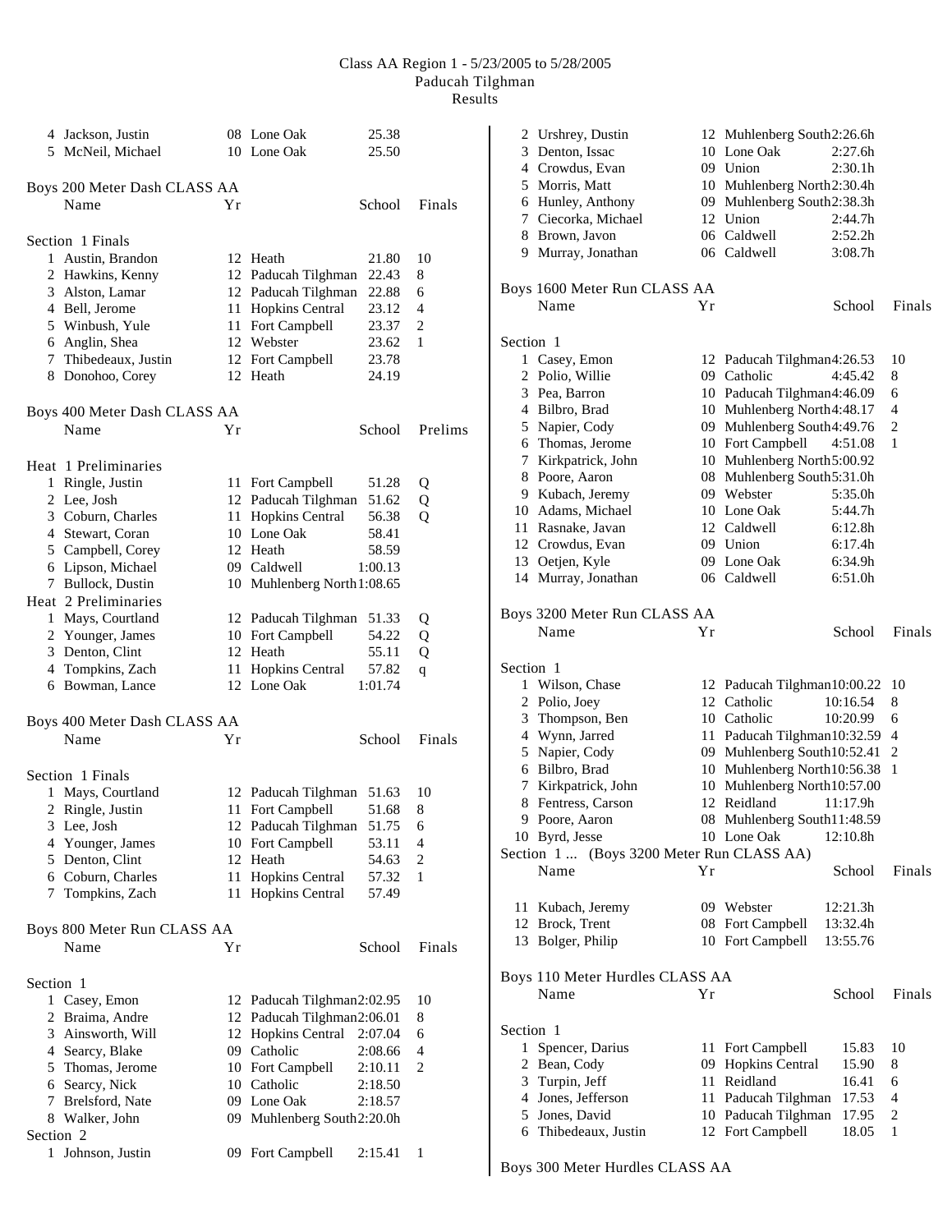# Class AA Region 1 - 5/23/2005 to 5/28/2005
## Paducah Tilghman
## Results

| | Name | Yr | School | Time | Points |
|---|---|---|---|---|---|
| 4 | Jackson, Justin | 08 | Lone Oak | 25.38 | |
| 5 | McNeil, Michael | 10 | Lone Oak | 25.50 | |

### Boys 200 Meter Dash CLASS AA

Section 1 Finals

| | Name | Yr | School | Finals | Points |
|---|---|---|---|---|---|
| 1 | Austin, Brandon | 12 | Heath | 21.80 | 10 |
| 2 | Hawkins, Kenny | 12 | Paducah Tilghman | 22.43 | 8 |
| 3 | Alston, Lamar | 12 | Paducah Tilghman | 22.88 | 6 |
| 4 | Bell, Jerome | 11 | Hopkins Central | 23.12 | 4 |
| 5 | Winbush, Yule | 11 | Fort Campbell | 23.37 | 2 |
| 6 | Anglin, Shea | 12 | Webster | 23.62 | 1 |
| 7 | Thibedeaux, Justin | 12 | Fort Campbell | 23.78 | |
| 8 | Donohoo, Corey | 12 | Heath | 24.19 | |

### Boys 400 Meter Dash CLASS AA

| | Name | Yr | School | Prelims | |
|---|---|---|---|---|---|
| **Heat 1 Preliminaries** | | | | | |
| 1 | Ringle, Justin | 11 | Fort Campbell | 51.28 | Q |
| 2 | Lee, Josh | 12 | Paducah Tilghman | 51.62 | Q |
| 3 | Coburn, Charles | 11 | Hopkins Central | 56.38 | Q |
| 4 | Stewart, Coran | 10 | Lone Oak | 58.41 | |
| 5 | Campbell, Corey | 12 | Heath | 58.59 | |
| 6 | Lipson, Michael | 09 | Caldwell | 1:00.13 | |
| 7 | Bullock, Dustin | 10 | Muhlenberg North | 1:08.65 | |
| **Heat 2 Preliminaries** | | | | | |
| 1 | Mays, Courtland | 12 | Paducah Tilghman | 51.33 | Q |
| 2 | Younger, James | 10 | Fort Campbell | 54.22 | Q |
| 3 | Denton, Clint | 12 | Heath | 55.11 | Q |
| 4 | Tompkins, Zach | 11 | Hopkins Central | 57.82 | q |
| 6 | Bowman, Lance | 12 | Lone Oak | 1:01.74 | |

### Boys 400 Meter Dash CLASS AA

Section 1 Finals

| | Name | Yr | School | Finals | Points |
|---|---|---|---|---|---|
| 1 | Mays, Courtland | 12 | Paducah Tilghman | 51.63 | 10 |
| 2 | Ringle, Justin | 11 | Fort Campbell | 51.68 | 8 |
| 3 | Lee, Josh | 12 | Paducah Tilghman | 51.75 | 6 |
| 4 | Younger, James | 10 | Fort Campbell | 53.11 | 4 |
| 5 | Denton, Clint | 12 | Heath | 54.63 | 2 |
| 6 | Coburn, Charles | 11 | Hopkins Central | 57.32 | 1 |
| 7 | Tompkins, Zach | 11 | Hopkins Central | 57.49 | |

### Boys 800 Meter Run CLASS AA

| | Name | Yr | School | Finals | Points |
|---|---|---|---|---|---|
| **Section 1** | | | | | |
| 1 | Casey, Emon | 12 | Paducah Tilghman | 2:02.95 | 10 |
| 2 | Braima, Andre | 12 | Paducah Tilghman | 2:06.01 | 8 |
| 3 | Ainsworth, Will | 12 | Hopkins Central | 2:07.04 | 6 |
| 4 | Searcy, Blake | 09 | Catholic | 2:08.66 | 4 |
| 5 | Thomas, Jerome | 10 | Fort Campbell | 2:10.11 | 2 |
| 6 | Searcy, Nick | 10 | Catholic | 2:18.50 | |
| 7 | Brelsford, Nate | 09 | Lone Oak | 2:18.57 | |
| 8 | Walker, John | 09 | Muhlenberg South | 2:20.0h | |
| **Section 2** | | | | | |
| 1 | Johnson, Justin | 09 | Fort Campbell | 2:15.41 | 1 |
| 2 | Urshrey, Dustin | 12 | Muhlenberg South | 2:26.6h | |
| 3 | Denton, Issac | 10 | Lone Oak | 2:27.6h | |
| 4 | Crowdus, Evan | 09 | Union | 2:30.1h | |
| 5 | Morris, Matt | 10 | Muhlenberg North | 2:30.4h | |
| 6 | Hunley, Anthony | 09 | Muhlenberg South | 2:38.3h | |
| 7 | Ciecorka, Michael | 12 | Union | 2:44.7h | |
| 8 | Brown, Javon | 06 | Caldwell | 2:52.2h | |
| 9 | Murray, Jonathan | 06 | Caldwell | 3:08.7h | |

### Boys 1600 Meter Run CLASS AA

Section 1

| | Name | Yr | School | Finals | Points |
|---|---|---|---|---|---|
| 1 | Casey, Emon | 12 | Paducah Tilghman | 4:26.53 | 10 |
| 2 | Polio, Willie | 09 | Catholic | 4:45.42 | 8 |
| 3 | Pea, Barron | 10 | Paducah Tilghman | 4:46.09 | 6 |
| 4 | Bilbro, Brad | 10 | Muhlenberg North | 4:48.17 | 4 |
| 5 | Napier, Cody | 09 | Muhlenberg South | 4:49.76 | 2 |
| 6 | Thomas, Jerome | 10 | Fort Campbell | 4:51.08 | 1 |
| 7 | Kirkpatrick, John | 10 | Muhlenberg North | 5:00.92 | |
| 8 | Poore, Aaron | 08 | Muhlenberg South | 5:31.0h | |
| 9 | Kubach, Jeremy | 09 | Webster | 5:35.0h | |
| 10 | Adams, Michael | 10 | Lone Oak | 5:44.7h | |
| 11 | Rasnake, Javan | 12 | Caldwell | 6:12.8h | |
| 12 | Crowdus, Evan | 09 | Union | 6:17.4h | |
| 13 | Oetjen, Kyle | 09 | Lone Oak | 6:34.9h | |
| 14 | Murray, Jonathan | 06 | Caldwell | 6:51.0h | |

### Boys 3200 Meter Run CLASS AA

Section 1

| | Name | Yr | School | Finals | Points |
|---|---|---|---|---|---|
| 1 | Wilson, Chase | 12 | Paducah Tilghman | 10:00.22 | 10 |
| 2 | Polio, Joey | 12 | Catholic | 10:16.54 | 8 |
| 3 | Thompson, Ben | 10 | Catholic | 10:20.99 | 6 |
| 4 | Wynn, Jarred | 11 | Paducah Tilghman | 10:32.59 | 4 |
| 5 | Napier, Cody | 09 | Muhlenberg South | 10:52.41 | 2 |
| 6 | Bilbro, Brad | 10 | Muhlenberg North | 10:56.38 | 1 |
| 7 | Kirkpatrick, John | 10 | Muhlenberg North | 10:57.00 | |
| 8 | Fentress, Carson | 12 | Reidland | 11:17.9h | |
| 9 | Poore, Aaron | 08 | Muhlenberg South | 11:48.59 | |
| 10 | Byrd, Jesse | 10 | Lone Oak | 12:10.8h | |
| 11 | Kubach, Jeremy | 09 | Webster | 12:21.3h | |
| 12 | Brock, Trent | 08 | Fort Campbell | 13:32.4h | |
| 13 | Bolger, Philip | 10 | Fort Campbell | 13:55.76 | |

### Boys 110 Meter Hurdles CLASS AA

Section 1

| | Name | Yr | School | Finals | Points |
|---|---|---|---|---|---|
| 1 | Spencer, Darius | 11 | Fort Campbell | 15.83 | 10 |
| 2 | Bean, Cody | 09 | Hopkins Central | 15.90 | 8 |
| 3 | Turpin, Jeff | 11 | Reidland | 16.41 | 6 |
| 4 | Jones, Jefferson | 11 | Paducah Tilghman | 17.53 | 4 |
| 5 | Jones, David | 10 | Paducah Tilghman | 17.95 | 2 |
| 6 | Thibedeaux, Justin | 12 | Fort Campbell | 18.05 | 1 |

### Boys 300 Meter Hurdles CLASS AA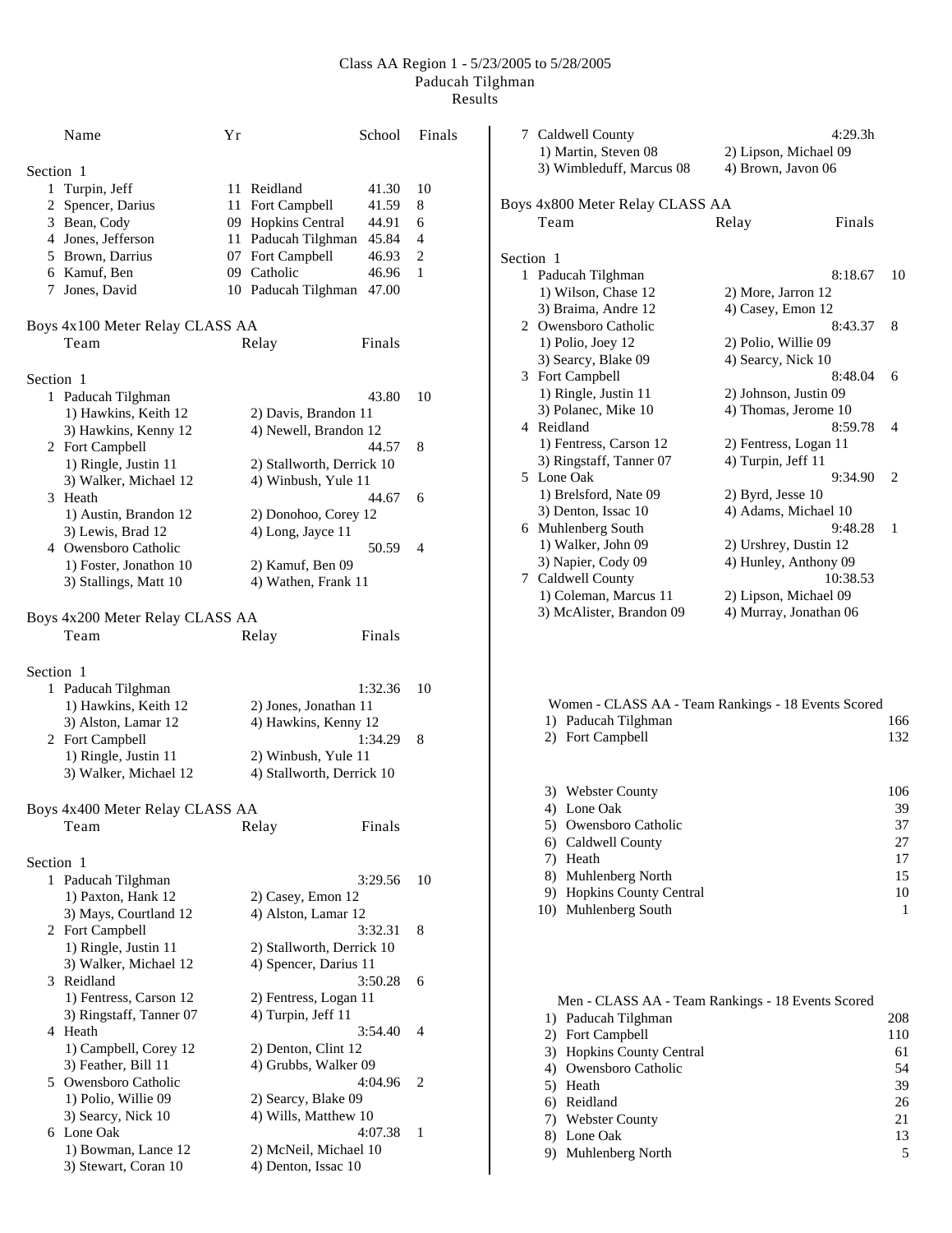Class AA Region 1 - 5/23/2005 to 5/28/2005
Paducah Tilghman
Results

| | Name | Yr | School | Finals | |
|---|---|---|---|---|---|
| **Section 1** | | | | | |
| 1 | Turpin, Jeff | 11 | Reidland | 41.30 | 10 |
| 2 | Spencer, Darius | 11 | Fort Campbell | 41.59 | 8 |
| 3 | Bean, Cody | 09 | Hopkins Central | 44.91 | 6 |
| 4 | Jones, Jefferson | 11 | Paducah Tilghman | 45.84 | 4 |
| 5 | Brown, Darrius | 07 | Fort Campbell | 46.93 | 2 |
| 6 | Kamuf, Ben | 09 | Catholic | 46.96 | 1 |
| 7 | Jones, David | 10 | Paducah Tilghman | 47.00 | |

## Boys 4x100 Meter Relay CLASS AA

| | Team | Relay | Finals | |
|---|---|---|---|---|
| **Section 1** | | | | |
| 1 | Paducah Tilghman | | 43.80 | 10 |
| | 1) Hawkins, Keith 12 | 2) Davis, Brandon 11 | | |
| | 3) Hawkins, Kenny 12 | 4) Newell, Brandon 12 | | |
| 2 | Fort Campbell | | 44.57 | 8 |
| | 1) Ringle, Justin 11 | 2) Stallworth, Derrick 10 | | |
| | 3) Walker, Michael 12 | 4) Winbush, Yule 11 | | |
| 3 | Heath | | 44.67 | 6 |
| | 1) Austin, Brandon 12 | 2) Donohoo, Corey 12 | | |
| | 3) Lewis, Brad 12 | 4) Long, Jayce 11 | | |
| 4 | Owensboro Catholic | | 50.59 | 4 |
| | 1) Foster, Jonathon 10 | 2) Kamuf, Ben 09 | | |
| | 3) Stallings, Matt 10 | 4) Wathen, Frank 11 | | |

## Boys 4x200 Meter Relay CLASS AA

| | Team | Relay | Finals | |
|---|---|---|---|---|
| **Section 1** | | | | |
| 1 | Paducah Tilghman | | 1:32.36 | 10 |
| | 1) Hawkins, Keith 12 | 2) Jones, Jonathan 11 | | |
| | 3) Alston, Lamar 12 | 4) Hawkins, Kenny 12 | | |
| 2 | Fort Campbell | | 1:34.29 | 8 |
| | 1) Ringle, Justin 11 | 2) Winbush, Yule 11 | | |
| | 3) Walker, Michael 12 | 4) Stallworth, Derrick 10 | | |

## Boys 4x400 Meter Relay CLASS AA

| | Team | Relay | Finals | |
|---|---|---|---|---|
| **Section 1** | | | | |
| 1 | Paducah Tilghman | | 3:29.56 | 10 |
| | 1) Paxton, Hank 12 | 2) Casey, Emon 12 | | |
| | 3) Mays, Courtland 12 | 4) Alston, Lamar 12 | | |
| 2 | Fort Campbell | | 3:32.31 | 8 |
| | 1) Ringle, Justin 11 | 2) Stallworth, Derrick 10 | | |
| | 3) Walker, Michael 12 | 4) Spencer, Darius 11 | | |
| 3 | Reidland | | 3:50.28 | 6 |
| | 1) Fentress, Carson 12 | 2) Fentress, Logan 11 | | |
| | 3) Ringstaff, Tanner 07 | 4) Turpin, Jeff 11 | | |
| 4 | Heath | | 3:54.40 | 4 |
| | 1) Campbell, Corey 12 | 2) Denton, Clint 12 | | |
| | 3) Feather, Bill 11 | 4) Grubbs, Walker 09 | | |
| 5 | Owensboro Catholic | | 4:04.96 | 2 |
| | 1) Polio, Willie 09 | 2) Searcy, Blake 09 | | |
| | 3) Searcy, Nick 10 | 4) Wills, Matthew 10 | | |
| 6 | Lone Oak | | 4:07.38 | 1 |
| | 1) Bowman, Lance 12 | 2) McNeil, Michael 10 | | |
| | 3) Stewart, Coran 10 | 4) Denton, Issac 10 | | |
| 7 | Caldwell County | | 4:29.3h | |
| | 1) Martin, Steven 08 | 2) Lipson, Michael 09 | | |
| | 3) Wimbleduff, Marcus 08 | 4) Brown, Javon 06 | | |

## Boys 4x800 Meter Relay CLASS AA

| | Team | Relay | Finals | |
|---|---|---|---|---|
| **Section 1** | | | | |
| 1 | Paducah Tilghman | | 8:18.67 | 10 |
| | 1) Wilson, Chase 12 | 2) More, Jarron 12 | | |
| | 3) Braima, Andre 12 | 4) Casey, Emon 12 | | |
| 2 | Owensboro Catholic | | 8:43.37 | 8 |
| | 1) Polio, Joey 12 | 2) Polio, Willie 09 | | |
| | 3) Searcy, Blake 09 | 4) Searcy, Nick 10 | | |
| 3 | Fort Campbell | | 8:48.04 | 6 |
| | 1) Ringle, Justin 11 | 2) Johnson, Justin 09 | | |
| | 3) Polanec, Mike 10 | 4) Thomas, Jerome 10 | | |
| 4 | Reidland | | 8:59.78 | 4 |
| | 1) Fentress, Carson 12 | 2) Fentress, Logan 11 | | |
| | 3) Ringstaff, Tanner 07 | 4) Turpin, Jeff 11 | | |
| 5 | Lone Oak | | 9:34.90 | 2 |
| | 1) Brelsford, Nate 09 | 2) Byrd, Jesse 10 | | |
| | 3) Denton, Issac 10 | 4) Adams, Michael 10 | | |
| 6 | Muhlenberg South | | 9:48.28 | 1 |
| | 1) Walker, John 09 | 2) Urshrey, Dustin 12 | | |
| | 3) Napier, Cody 09 | 4) Hunley, Anthony 09 | | |
| 7 | Caldwell County | | 10:38.53 | |
| | 1) Coleman, Marcus 11 | 2) Lipson, Michael 09 | | |
| | 3) McAlister, Brandon 09 | 4) Murray, Jonathan 06 | | |

## Women - CLASS AA - Team Rankings - 18 Events Scored

| Rank | Team | Points |
|---|---|---|
| 1) | Paducah Tilghman | 166 |
| 2) | Fort Campbell | 132 |
| 3) | Webster County | 106 |
| 4) | Lone Oak | 39 |
| 5) | Owensboro Catholic | 37 |
| 6) | Caldwell County | 27 |
| 7) | Heath | 17 |
| 8) | Muhlenberg North | 15 |
| 9) | Hopkins County Central | 10 |
| 10) | Muhlenberg South | 1 |

## Men - CLASS AA - Team Rankings - 18 Events Scored

| Rank | Team | Points |
|---|---|---|
| 1) | Paducah Tilghman | 208 |
| 2) | Fort Campbell | 110 |
| 3) | Hopkins County Central | 61 |
| 4) | Owensboro Catholic | 54 |
| 5) | Heath | 39 |
| 6) | Reidland | 26 |
| 7) | Webster County | 21 |
| 8) | Lone Oak | 13 |
| 9) | Muhlenberg North | 5 |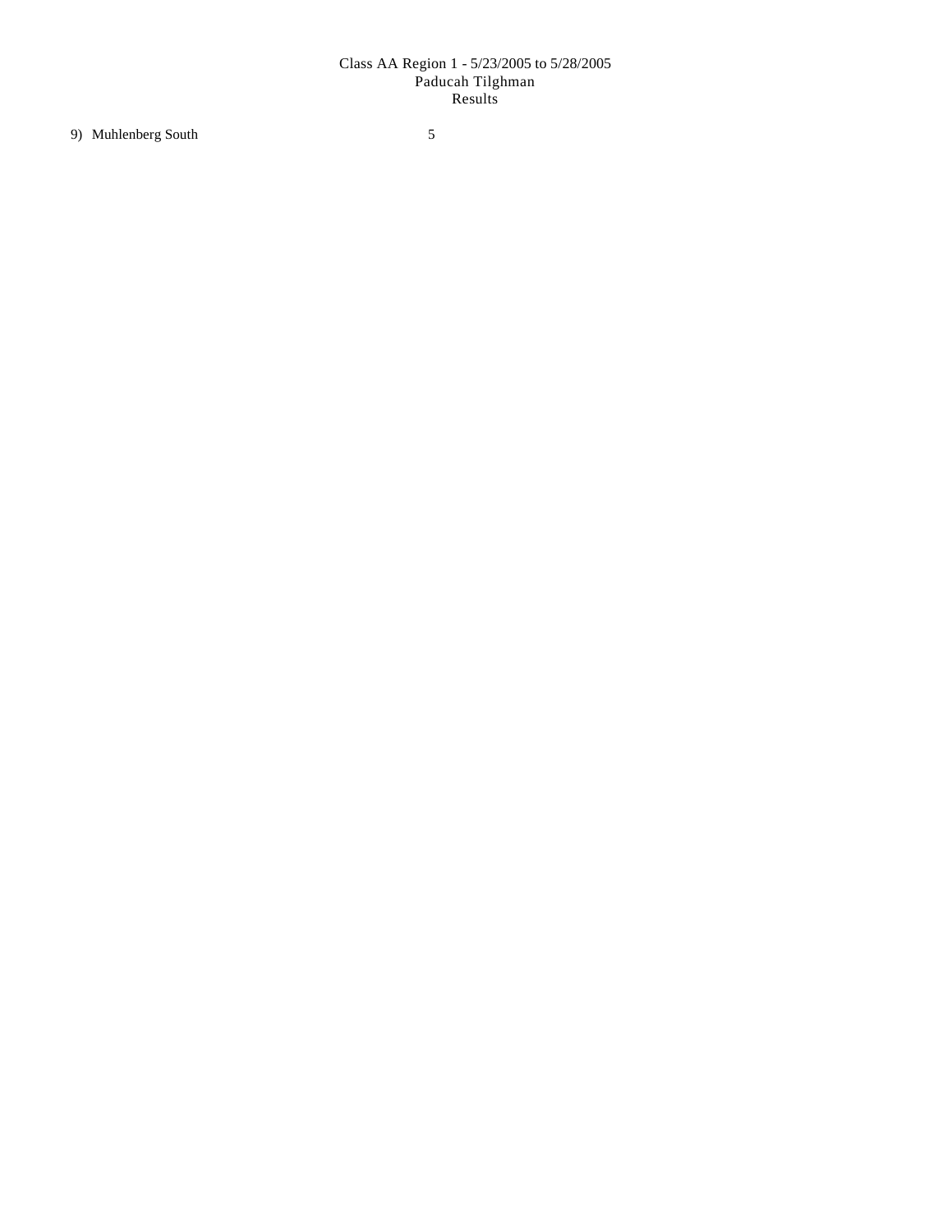9) Muhlenberg South 5